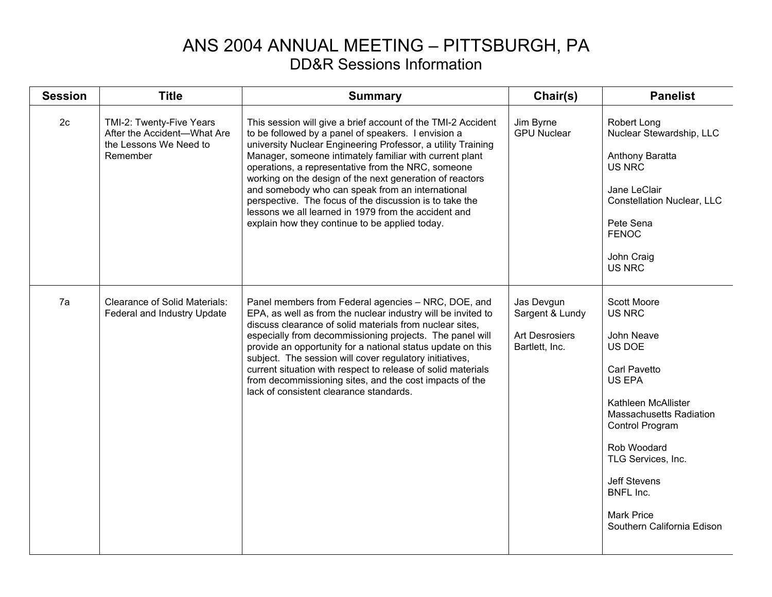# ANS 2004 ANNUAL MEETING – PITTSBURGH, PA

## DD&R Sessions Information

| Session | Title | Summary | Chair(s) | Panelist |
|---|---|---|---|---|
| 2c | TMI-2: Twenty-Five Years After the Accident—What Are the Lessons We Need to Remember | This session will give a brief account of the TMI-2 Accident to be followed by a panel of speakers. I envision a university Nuclear Engineering Professor, a utility Training Manager, someone intimately familiar with current plant operations, a representative from the NRC, someone working on the design of the next generation of reactors and somebody who can speak from an international perspective. The focus of the discussion is to take the lessons we all learned in 1979 from the accident and explain how they continue to be applied today. | Jim Byrne<br>GPU Nuclear | Robert Long<br>Nuclear Stewardship, LLC<br><br>Anthony Baratta<br>US NRC<br><br>Jane LeClair<br>Constellation Nuclear, LLC<br><br>Pete Sena<br>FENOC<br><br>John Craig<br>US NRC |
| 7a | Clearance of Solid Materials: Federal and Industry Update | Panel members from Federal agencies – NRC, DOE, and EPA, as well as from the nuclear industry will be invited to discuss clearance of solid materials from nuclear sites, especially from decommissioning projects. The panel will provide an opportunity for a national status update on this subject. The session will cover regulatory initiatives, current situation with respect to release of solid materials from decommissioning sites, and the cost impacts of the lack of consistent clearance standards. | Jas Devgun<br>Sargent & Lundy<br><br>Art Desrosiers<br>Bartlett, Inc. | Scott Moore<br>US NRC<br><br>John Neave<br>US DOE<br><br>Carl Pavetto<br>US EPA<br><br>Kathleen McAllister<br>Massachusetts Radiation Control Program<br><br>Rob Woodard<br>TLG Services, Inc.<br><br>Jeff Stevens<br>BNFL Inc.<br><br>Mark Price<br>Southern California Edison |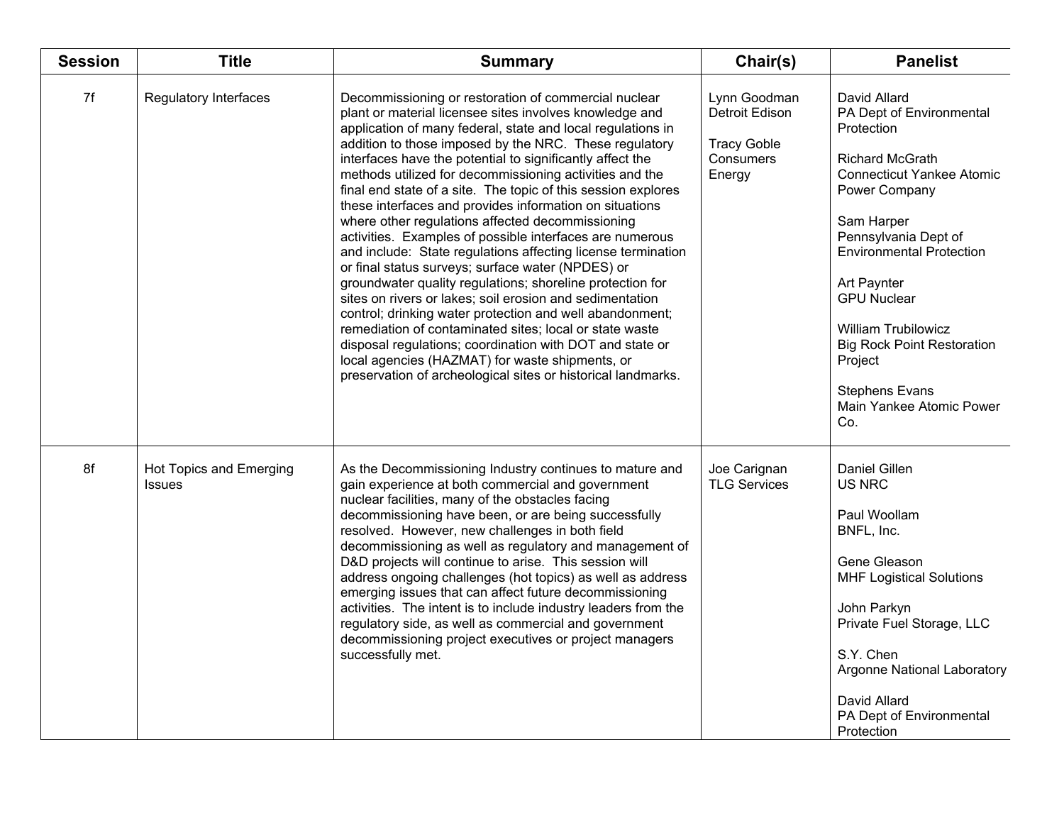| Session | Title | Summary | Chair(s) | Panelist |
|---|---|---|---|---|
| 7f | Regulatory Interfaces | Decommissioning or restoration of commercial nuclear plant or material licensee sites involves knowledge and application of many federal, state and local regulations in addition to those imposed by the NRC. These regulatory interfaces have the potential to significantly affect the methods utilized for decommissioning activities and the final end state of a site. The topic of this session explores these interfaces and provides information on situations where other regulations affected decommissioning activities. Examples of possible interfaces are numerous and include: State regulations affecting license termination or final status surveys; surface water (NPDES) or groundwater quality regulations; shoreline protection for sites on rivers or lakes; soil erosion and sedimentation control; drinking water protection and well abandonment; remediation of contaminated sites; local or state waste disposal regulations; coordination with DOT and state or local agencies (HAZMAT) for waste shipments, or preservation of archeological sites or historical landmarks. | Lynn Goodman<br>Detroit Edison<br><br>Tracy Goble<br>Consumers Energy | David Allard<br>PA Dept of Environmental Protection<br><br>Richard McGrath<br>Connecticut Yankee Atomic Power Company<br><br>Sam Harper<br>Pennsylvania Dept of Environmental Protection<br><br>Art Paynter<br>GPU Nuclear<br><br>William Trubilowicz<br>Big Rock Point Restoration Project<br><br>Stephens Evans<br>Main Yankee Atomic Power Co. |
| 8f | Hot Topics and Emerging Issues | As the Decommissioning Industry continues to mature and gain experience at both commercial and government nuclear facilities, many of the obstacles facing decommissioning have been, or are being successfully resolved. However, new challenges in both field decommissioning as well as regulatory and management of D&D projects will continue to arise. This session will address ongoing challenges (hot topics) as well as address emerging issues that can affect future decommissioning activities. The intent is to include industry leaders from the regulatory side, as well as commercial and government decommissioning project executives or project managers successfully met. | Joe Carignan<br>TLG Services | Daniel Gillen<br>US NRC<br><br>Paul Woollam<br>BNFL, Inc.<br><br>Gene Gleason<br>MHF Logistical Solutions<br><br>John Parkyn<br>Private Fuel Storage, LLC<br><br>S.Y. Chen<br>Argonne National Laboratory<br><br>David Allard<br>PA Dept of Environmental Protection |